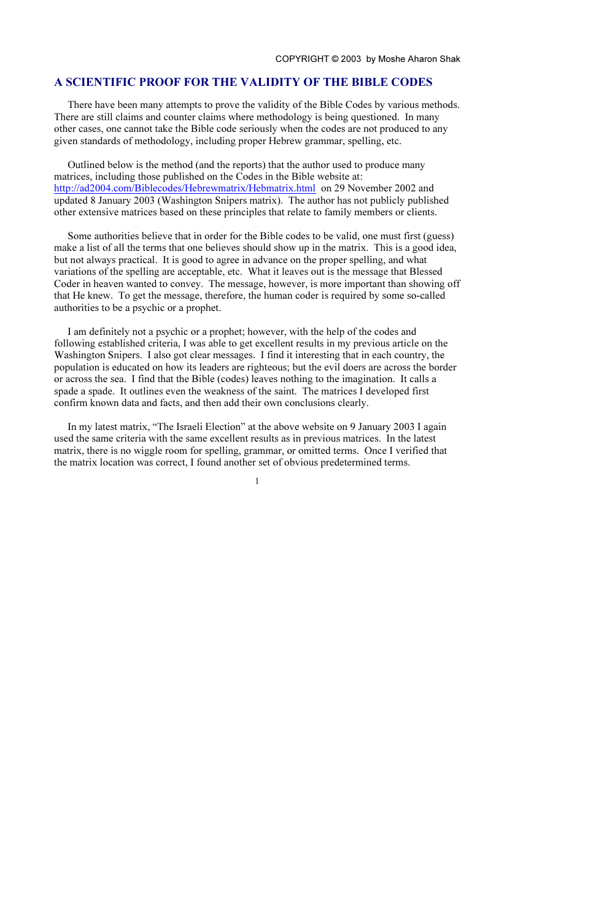COPYRIGHT © 2003 by Moshe Aharon Shak

## A SCIENTIFIC PROOF FOR THE VALIDITY OF THE BIBLE CODES

There have been many attempts to prove the validity of the Bible Codes by various methods. There are still claims and counter claims where methodology is being questioned. In many other cases, one cannot take the Bible code seriously when the codes are not produced to any given standards of methodology, including proper Hebrew grammar, spelling, etc.

Outlined below is the method (and the reports) that the author used to produce many matrices, including those published on the Codes in the Bible website at: http://ad2004.com/Biblecodes/Hebrewmatrix/Hebmatrix.html on 29 November 2002 and updated 8 January 2003 (Washington Snipers matrix). The author has not publicly published other extensive matrices based on these principles that relate to family members or clients.

Some authorities believe that in order for the Bible codes to be valid, one must first (guess) make a list of all the terms that one believes should show up in the matrix. This is a good idea, but not always practical. It is good to agree in advance on the proper spelling, and what variations of the spelling are acceptable, etc. What it leaves out is the message that Blessed Coder in heaven wanted to convey. The message, however, is more important than showing off that He knew. To get the message, therefore, the human coder is required by some so-called authorities to be a psychic or a prophet.

I am definitely not a psychic or a prophet; however, with the help of the codes and following established criteria, I was able to get excellent results in my previous article on the Washington Snipers. I also got clear messages. I find it interesting that in each country, the population is educated on how its leaders are righteous; but the evil doers are across the border or across the sea. I find that the Bible (codes) leaves nothing to the imagination. It calls a spade a spade. It outlines even the weakness of the saint. The matrices I developed first confirm known data and facts, and then add their own conclusions clearly.

In my latest matrix, “The Israeli Election” at the above website on 9 January 2003 I again used the same criteria with the same excellent results as in previous matrices. In the latest matrix, there is no wiggle room for spelling, grammar, or omitted terms. Once I verified that the matrix location was correct, I found another set of obvious predetermined terms.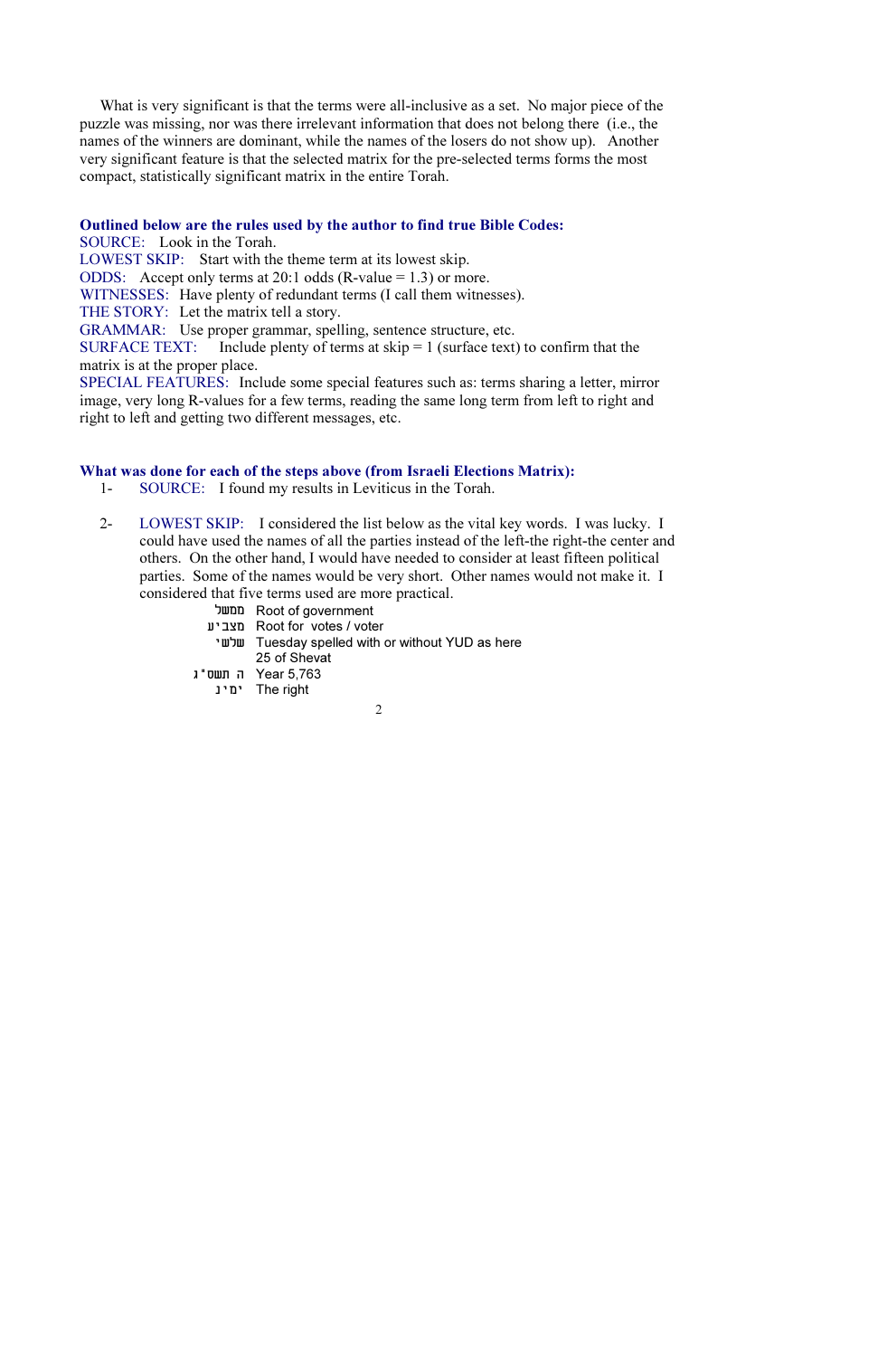What is very significant is that the terms were all-inclusive as a set. No major piece of the puzzle was missing, nor was there irrelevant information that does not belong there (i.e., the names of the winners are dominant, while the names of the losers do not show up). Another very significant feature is that the selected matrix for the pre-selected terms forms the most compact, statistically significant matrix in the entire Torah.

**Outlined below are the rules used by the author to find true Bible Codes:**

SOURCE: Look in the Torah.
LOWEST SKIP: Start with the theme term at its lowest skip.
ODDS: Accept only terms at 20:1 odds (R-value = 1.3) or more.
WITNESSES: Have plenty of redundant terms (I call them witnesses).
THE STORY: Let the matrix tell a story.
GRAMMAR: Use proper grammar, spelling, sentence structure, etc.
SURFACE TEXT: Include plenty of terms at skip = 1 (surface text) to confirm that the matrix is at the proper place.
SPECIAL FEATURES: Include some special features such as: terms sharing a letter, mirror image, very long R-values for a few terms, reading the same long term from left to right and right to left and getting two different messages, etc.

**What was done for each of the steps above (from Israeli Elections Matrix):**

1- SOURCE: I found my results in Leviticus in the Torah.

2- LOWEST SKIP: I considered the list below as the vital key words. I was lucky. I could have used the names of all the parties instead of the left-the right-the center and others. On the other hand, I would have needed to consider at least fifteen political parties. Some of the names would be very short. Other names would not make it. I considered that five terms used are more practical.

| | |
|---|---|
| ממשל | Root of government |
| מצביע | Root for votes / voter |
| שלשי | Tuesday spelled with or without YUD as here |
| | 25 of Shevat |
| ה תשס"ג | Year 5,763 |
| ימין | The right |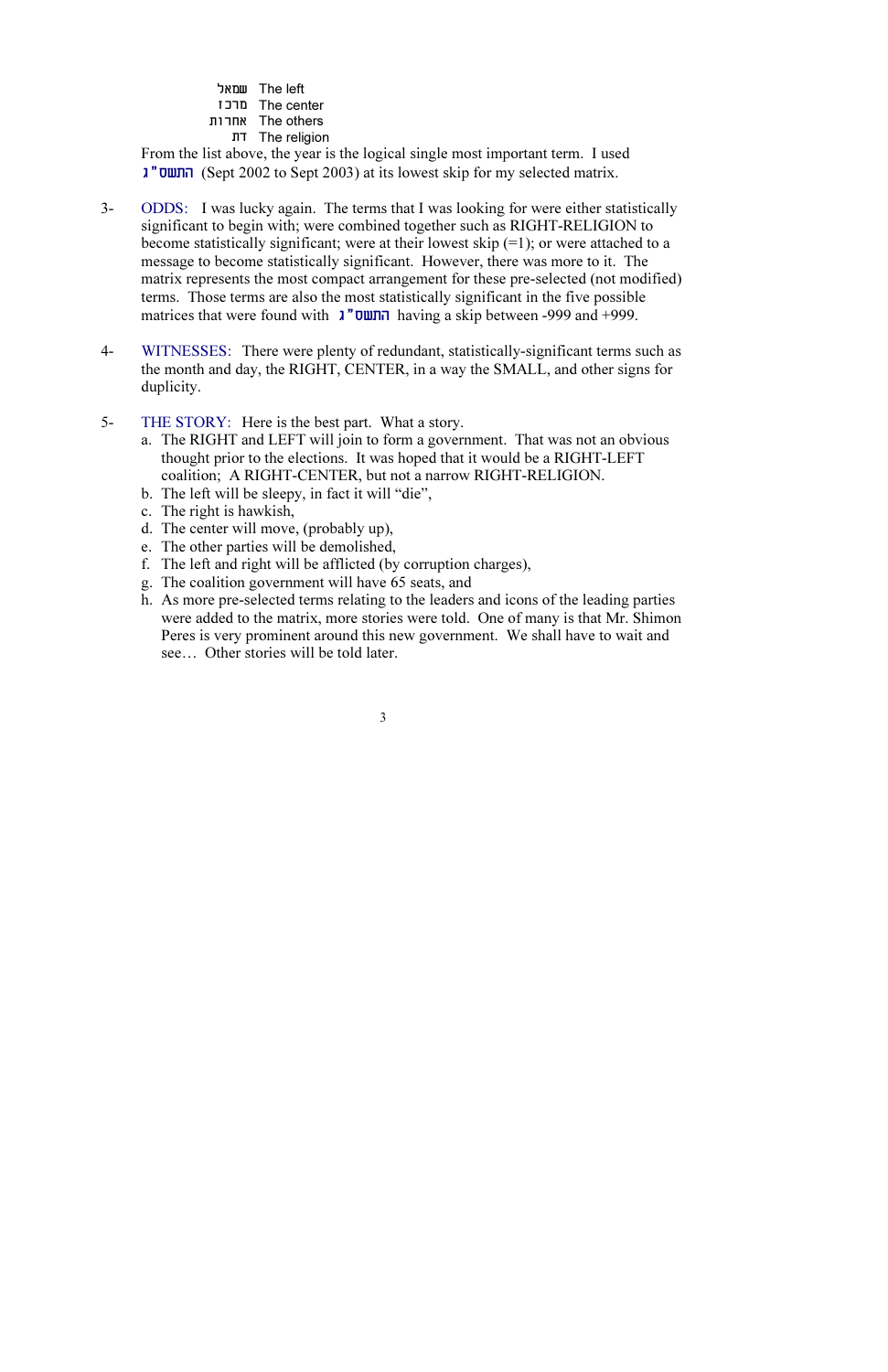שמאל The left
מרכז The center
אחרות The others
דת The religion

From the list above, the year is the logical single most important term. I used התשס"ג (Sept 2002 to Sept 2003) at its lowest skip for my selected matrix.

3- ODDS: I was lucky again. The terms that I was looking for were either statistically significant to begin with; were combined together such as RIGHT-RELIGION to become statistically significant; were at their lowest skip (=1); or were attached to a message to become statistically significant. However, there was more to it. The matrix represents the most compact arrangement for these pre-selected (not modified) terms. Those terms are also the most statistically significant in the five possible matrices that were found with התשס"ג having a skip between -999 and +999.

4- WITNESSES: There were plenty of redundant, statistically-significant terms such as the month and day, the RIGHT, CENTER, in a way the SMALL, and other signs for duplicity.

5- THE STORY: Here is the best part. What a story.

a. The RIGHT and LEFT will join to form a government. That was not an obvious thought prior to the elections. It was hoped that it would be a RIGHT-LEFT coalition; A RIGHT-CENTER, but not a narrow RIGHT-RELIGION.
b. The left will be sleepy, in fact it will "die",
c. The right is hawkish,
d. The center will move, (probably up),
e. The other parties will be demolished,
f. The left and right will be afflicted (by corruption charges),
g. The coalition government will have 65 seats, and
h. As more pre-selected terms relating to the leaders and icons of the leading parties were added to the matrix, more stories were told. One of many is that Mr. Shimon Peres is very prominent around this new government. We shall have to wait and see… Other stories will be told later.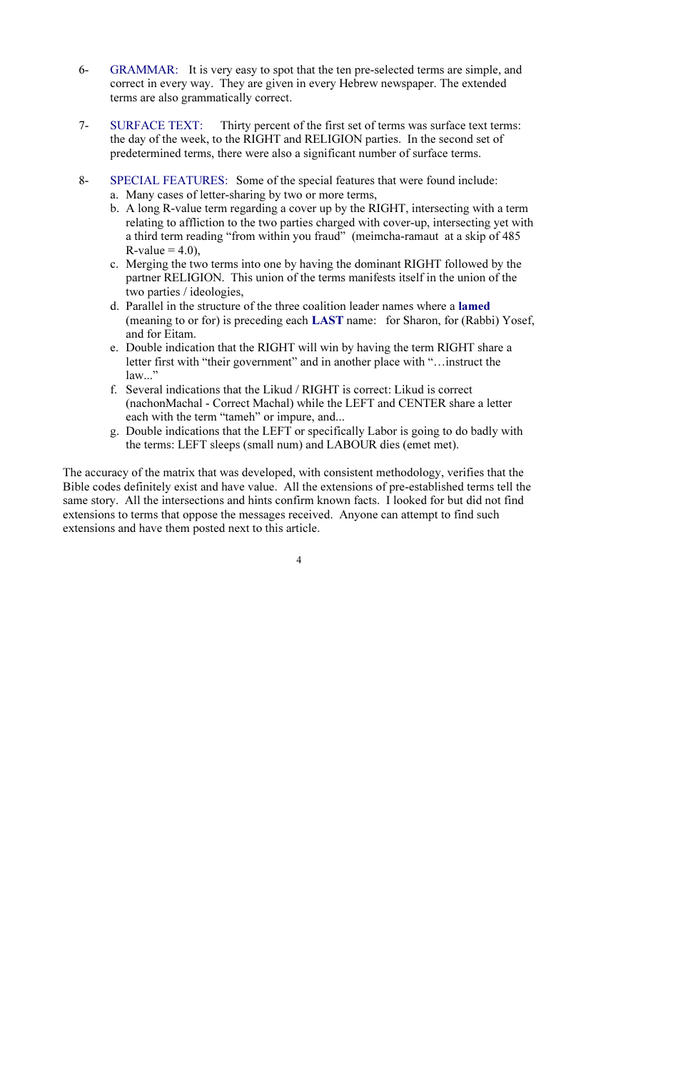6- GRAMMAR: It is very easy to spot that the ten pre-selected terms are simple, and correct in every way. They are given in every Hebrew newspaper. The extended terms are also grammatically correct.

7- SURFACE TEXT: Thirty percent of the first set of terms was surface text terms: the day of the week, to the RIGHT and RELIGION parties. In the second set of predetermined terms, there were also a significant number of surface terms.

8- SPECIAL FEATURES: Some of the special features that were found include:

a. Many cases of letter-sharing by two or more terms,
b. A long R-value term regarding a cover up by the RIGHT, intersecting with a term relating to affliction to the two parties charged with cover-up, intersecting yet with a third term reading "from within you fraud" (meimcha-ramaut at a skip of 485 R-value = 4.0),
c. Merging the two terms into one by having the dominant RIGHT followed by the partner RELIGION. This union of the terms manifests itself in the union of the two parties / ideologies,
d. Parallel in the structure of the three coalition leader names where a **lamed** (meaning to or for) is preceding each **LAST** name: for Sharon, for (Rabbi) Yosef, and for Eitam.
e. Double indication that the RIGHT will win by having the term RIGHT share a letter first with "their government" and in another place with "…instruct the law..."
f. Several indications that the Likud / RIGHT is correct: Likud is correct (nachonMachal - Correct Machal) while the LEFT and CENTER share a letter each with the term "tameh" or impure, and...
g. Double indications that the LEFT or specifically Labor is going to do badly with the terms: LEFT sleeps (small num) and LABOUR dies (emet met).

The accuracy of the matrix that was developed, with consistent methodology, verifies that the Bible codes definitely exist and have value. All the extensions of pre-established terms tell the same story. All the intersections and hints confirm known facts. I looked for but did not find extensions to terms that oppose the messages received. Anyone can attempt to find such extensions and have them posted next to this article.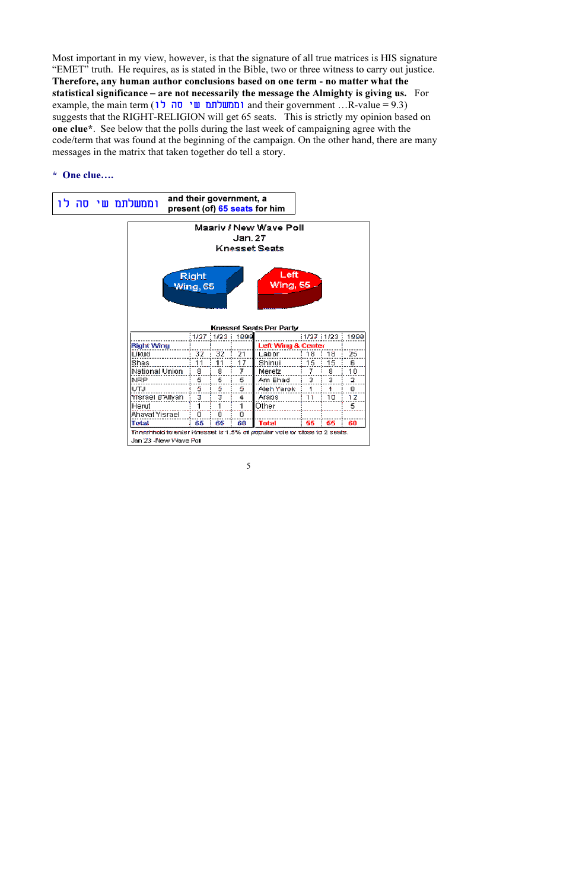Most important in my view, however, is that the signature of all true matrices is HIS signature "EMET" truth. He requires, as is stated in the Bible, two or three witness to carry out justice. **Therefore, any human author conclusions based on one term - no matter what the statistical significance – are not necessarily the message the Almighty is giving us.** For example, the main term (וממשלתם שי סה לו and their government …R-value = 9.3) suggests that the RIGHT-RELIGION will get 65 seats. This is strictly my opinion based on **one clue***. See below that the polls during the last week of campaigning agree with the code/term that was found at the beginning of the campaign. On the other hand, there are many messages in the matrix that taken together do tell a story.

**\* One clue….**

| וממשלתם שי סה לו | and their government, a present (of) 65 seats for him |
|---|---|

Maariv / New Wave Poll
Jan. 27
Knesset Seats

Right Wing, 65 — Left Wing, 55

Knesset Seats Per Party

| | 1/27 | 1/23 | 1999 | | 1/27 | 1/23 | 1999 |
|---|---|---|---|---|---|---|---|
| Right Wing | | | | Left Wing & Center | | | |
| Likud | 32 | 32 | 21 | Labor | 18 | 18 | 25 |
| Shas | 11 | 11 | 17 | Shinui | 15 | 15 | 6 |
| National Union | 8 | 8 | 7 | Meretz | 7 | 8 | 10 |
| NRP | 5 | 5 | 5 | Am Ehad | 3 | 3 | 2 |
| UTJ | 5 | 5 | 5 | Aleh Yarok | 1 | 1 | 0 |
| Yisrael B'Aliyah | 3 | 3 | 4 | Arabs | 11 | 10 | 12 |
| Herut | 1 | 1 | 1 | Other | | | 5 |
| Ahavat Yisrael | 0 | 0 | 0 | | | | |
| Total | 65 | 65 | 60 | Total | 55 | 55 | 60 |

Threshhold to enter Knesset is 1.5% of popular vote or close to 2 seats.
Jan 23 -New Wave Poll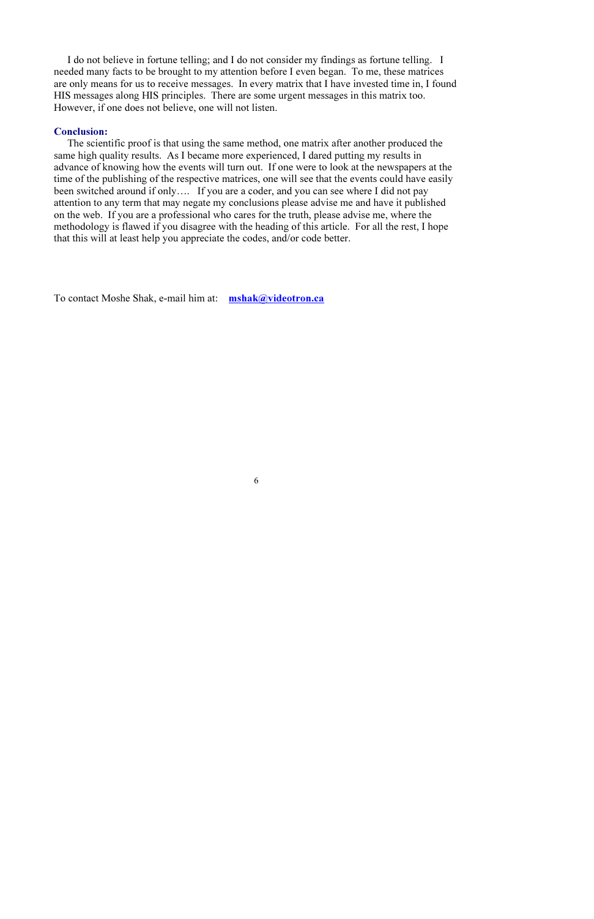I do not believe in fortune telling; and I do not consider my findings as fortune telling. I needed many facts to be brought to my attention before I even began. To me, these matrices are only means for us to receive messages. In every matrix that I have invested time in, I found HIS messages along HIS principles. There are some urgent messages in this matrix too. However, if one does not believe, one will not listen.

**Conclusion:**

The scientific proof is that using the same method, one matrix after another produced the same high quality results. As I became more experienced, I dared putting my results in advance of knowing how the events will turn out. If one were to look at the newspapers at the time of the publishing of the respective matrices, one will see that the events could have easily been switched around if only…. If you are a coder, and you can see where I did not pay attention to any term that may negate my conclusions please advise me and have it published on the web. If you are a professional who cares for the truth, please advise me, where the methodology is flawed if you disagree with the heading of this article. For all the rest, I hope that this will at least help you appreciate the codes, and/or code better.

To contact Moshe Shak, e-mail him at: **mshak@videotron.ca**